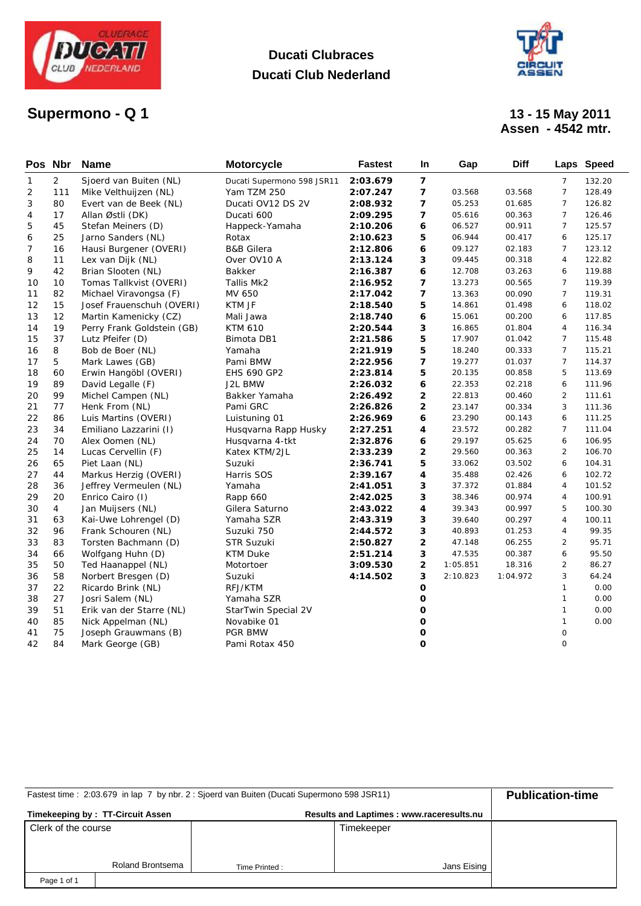# Ducati Clubraces
# Ducati Club Nederland

## Supermono - Q 1

**13 - 15 May 2011**
**Assen - 4542 mtr.**

| Pos | Nbr | Name | Motorcycle | Fastest | In | Gap | Diff | Laps | Speed |
|---|---|---|---|---|---|---|---|---|---|
| 1 | 2 | Sjoerd van Buiten (NL) | Ducati Supermono 598 JSR11 | **2:03.679** | **7** | | | 7 | 132.20 |
| 2 | 111 | Mike Velthuijzen (NL) | Yam TZM 250 | **2:07.247** | **7** | 03.568 | 03.568 | 7 | 128.49 |
| 3 | 80 | Evert van de Beek (NL) | Ducati OV12 DS 2V | **2:08.932** | **7** | 05.253 | 01.685 | 7 | 126.82 |
| 4 | 17 | Allan Østli (DK) | Ducati 600 | **2:09.295** | **7** | 05.616 | 00.363 | 7 | 126.46 |
| 5 | 45 | Stefan Meiners (D) | Happeck-Yamaha | **2:10.206** | **6** | 06.527 | 00.911 | 7 | 125.57 |
| 6 | 25 | Jarno Sanders (NL) | Rotax | **2:10.623** | **5** | 06.944 | 00.417 | 6 | 125.17 |
| 7 | 16 | Hausi Burgener (OVERI) | B&B Gilera | **2:12.806** | **6** | 09.127 | 02.183 | 7 | 123.12 |
| 8 | 11 | Lex van Dijk (NL) | Over OV10 A | **2:13.124** | **3** | 09.445 | 00.318 | 4 | 122.82 |
| 9 | 42 | Brian Slooten (NL) | Bakker | **2:16.387** | **6** | 12.708 | 03.263 | 6 | 119.88 |
| 10 | 10 | Tomas Tallkvist (OVERI) | Tallis Mk2 | **2:16.952** | **7** | 13.273 | 00.565 | 7 | 119.39 |
| 11 | 82 | Michael Viravongsa (F) | MV 650 | **2:17.042** | **7** | 13.363 | 00.090 | 7 | 119.31 |
| 12 | 15 | Josef Frauenschuh (OVERI) | KTM JF | **2:18.540** | **5** | 14.861 | 01.498 | 6 | 118.02 |
| 13 | 12 | Martin Kamenicky (CZ) | Mali Jawa | **2:18.740** | **6** | 15.061 | 00.200 | 6 | 117.85 |
| 14 | 19 | Perry Frank Goldstein (GB) | KTM 610 | **2:20.544** | **3** | 16.865 | 01.804 | 4 | 116.34 |
| 15 | 37 | Lutz Pfeifer (D) | Bimota DB1 | **2:21.586** | **5** | 17.907 | 01.042 | 7 | 115.48 |
| 16 | 8 | Bob de Boer (NL) | Yamaha | **2:21.919** | **5** | 18.240 | 00.333 | 7 | 115.21 |
| 17 | 5 | Mark Lawes (GB) | Pami BMW | **2:22.956** | **7** | 19.277 | 01.037 | 7 | 114.37 |
| 18 | 60 | Erwin Hangöbl (OVERI) | EHS 690 GP2 | **2:23.814** | **5** | 20.135 | 00.858 | 5 | 113.69 |
| 19 | 89 | David Legalle (F) | J2L BMW | **2:26.032** | **6** | 22.353 | 02.218 | 6 | 111.96 |
| 20 | 99 | Michel Campen (NL) | Bakker Yamaha | **2:26.492** | **2** | 22.813 | 00.460 | 2 | 111.61 |
| 21 | 77 | Henk From (NL) | Pami GRC | **2:26.826** | **2** | 23.147 | 00.334 | 3 | 111.36 |
| 22 | 86 | Luis Martins (OVERI) | Luistuning 01 | **2:26.969** | **6** | 23.290 | 00.143 | 6 | 111.25 |
| 23 | 34 | Emiliano Lazzarini (I) | Husqvarna Rapp Husky | **2:27.251** | **4** | 23.572 | 00.282 | 7 | 111.04 |
| 24 | 70 | Alex Oomen (NL) | Husqvarna 4-tkt | **2:32.876** | **6** | 29.197 | 05.625 | 6 | 106.95 |
| 25 | 14 | Lucas Cervellin (F) | Katex KTM/2JL | **2:33.239** | **2** | 29.560 | 00.363 | 2 | 106.70 |
| 26 | 65 | Piet Laan (NL) | Suzuki | **2:36.741** | **5** | 33.062 | 03.502 | 6 | 104.31 |
| 27 | 44 | Markus Herzig (OVERI) | Harris SOS | **2:39.167** | **4** | 35.488 | 02.426 | 6 | 102.72 |
| 28 | 36 | Jeffrey Vermeulen (NL) | Yamaha | **2:41.051** | **3** | 37.372 | 01.884 | 4 | 101.52 |
| 29 | 20 | Enrico Cairo (I) | Rapp 660 | **2:42.025** | **3** | 38.346 | 00.974 | 4 | 100.91 |
| 30 | 4 | Jan Muijsers (NL) | Gilera Saturno | **2:43.022** | **4** | 39.343 | 00.997 | 5 | 100.30 |
| 31 | 63 | Kai-Uwe Lohrengel (D) | Yamaha SZR | **2:43.319** | **3** | 39.640 | 00.297 | 4 | 100.11 |
| 32 | 96 | Frank Schouren (NL) | Suzuki 750 | **2:44.572** | **3** | 40.893 | 01.253 | 4 | 99.35 |
| 33 | 83 | Torsten Bachmann (D) | STR Suzuki | **2:50.827** | **2** | 47.148 | 06.255 | 2 | 95.71 |
| 34 | 66 | Wolfgang Huhn (D) | KTM Duke | **2:51.214** | **3** | 47.535 | 00.387 | 6 | 95.50 |
| 35 | 50 | Ted Haanappel (NL) | Motortoer | **3:09.530** | **2** | 1:05.851 | 18.316 | 2 | 86.27 |
| 36 | 58 | Norbert Bresgen (D) | Suzuki | **4:14.502** | **3** | 2:10.823 | 1:04.972 | 3 | 64.24 |
| 37 | 22 | Ricardo Brink (NL) | RFJ/KTM | | **0** | | | 1 | 0.00 |
| 38 | 27 | Josri Salem (NL) | Yamaha SZR | | **0** | | | 1 | 0.00 |
| 39 | 51 | Erik van der Starre (NL) | StarTwin Special 2V | | **0** | | | 1 | 0.00 |
| 40 | 85 | Nick Appelman (NL) | Novabike 01 | | **0** | | | 1 | 0.00 |
| 41 | 75 | Joseph Grauwmans (B) | PGR BMW | | **0** | | | 0 | |
| 42 | 84 | Mark George (GB) | Pami Rotax 450 | | **0** | | | 0 | |

Fastest time : 2:03.679 in lap 7 by nbr. 2 : Sjoerd van Buiten (Ducati Supermono 598 JSR11)

**Publication-time**

**Timekeeping by : TT-Circuit Assen** | **Results and Laptimes : www.raceresults.nu**

Clerk of the course: Roland Brontsema

Time Printed :

Timekeeper: Jans Eising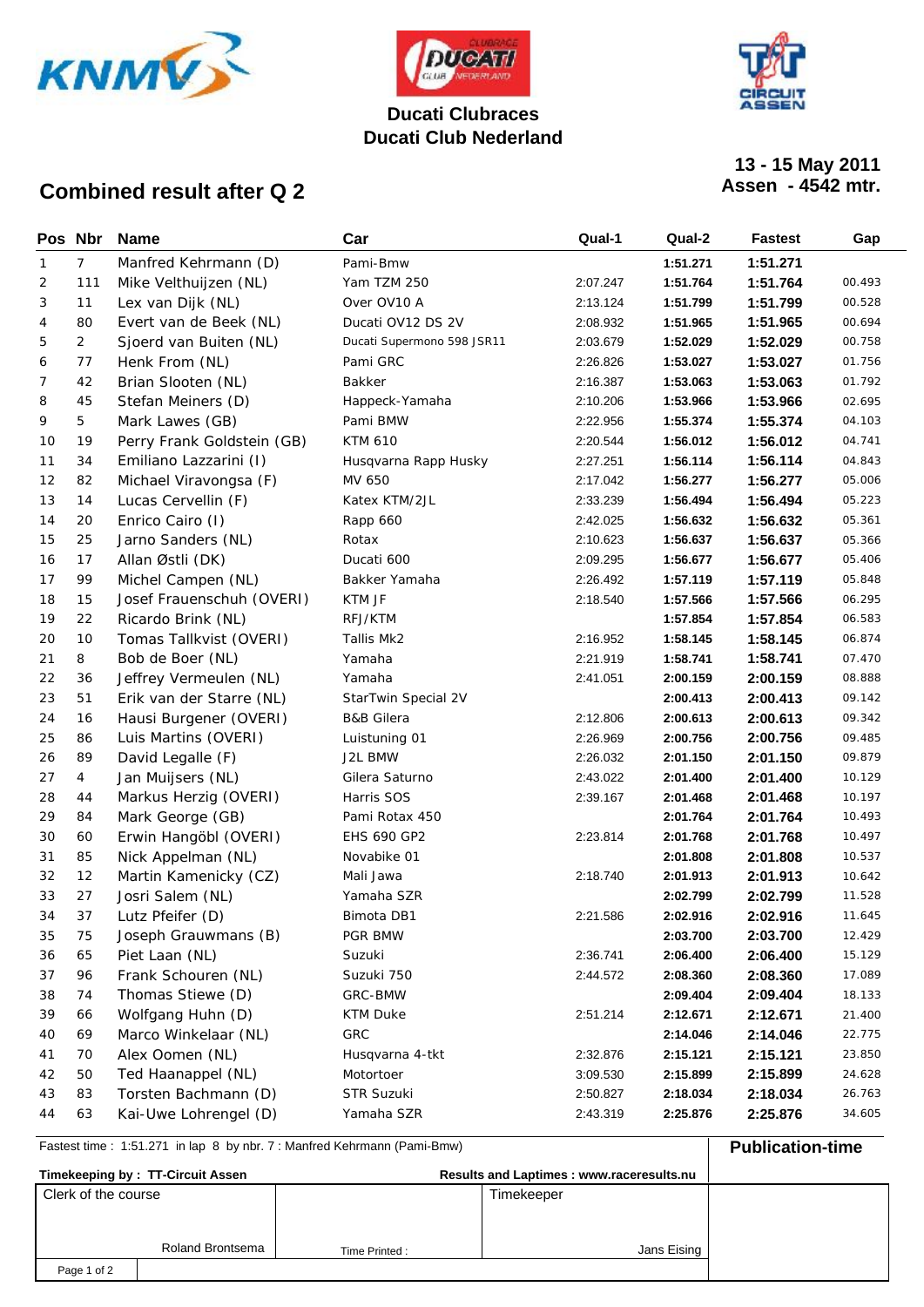**Ducati Clubraces**
**Ducati Club Nederland**

# Combined result after Q 2

**13 - 15 May 2011**
**Assen - 4542 mtr.**

| Pos | Nbr | Name | Car | Qual-1 | Qual-2 | Fastest | Gap |
|---|---|---|---|---|---|---|---|
| 1 | 7 | Manfred Kehrmann (D) | Pami-Bmw | | 1:51.271 | 1:51.271 | |
| 2 | 111 | Mike Velthuijzen (NL) | Yam TZM 250 | 2:07.247 | 1:51.764 | 1:51.764 | 00.493 |
| 3 | 11 | Lex van Dijk (NL) | Over OV10 A | 2:13.124 | 1:51.799 | 1:51.799 | 00.528 |
| 4 | 80 | Evert van de Beek (NL) | Ducati OV12 DS 2V | 2:08.932 | 1:51.965 | 1:51.965 | 00.694 |
| 5 | 2 | Sjoerd van Buiten (NL) | Ducati Supermono 598 JSR11 | 2:03.679 | 1:52.029 | 1:52.029 | 00.758 |
| 6 | 77 | Henk From (NL) | Pami GRC | 2:26.826 | 1:53.027 | 1:53.027 | 01.756 |
| 7 | 42 | Brian Slooten (NL) | Bakker | 2:16.387 | 1:53.063 | 1:53.063 | 01.792 |
| 8 | 45 | Stefan Meiners (D) | Happeck-Yamaha | 2:10.206 | 1:53.966 | 1:53.966 | 02.695 |
| 9 | 5 | Mark Lawes (GB) | Pami BMW | 2:22.956 | 1:55.374 | 1:55.374 | 04.103 |
| 10 | 19 | Perry Frank Goldstein (GB) | KTM 610 | 2:20.544 | 1:56.012 | 1:56.012 | 04.741 |
| 11 | 34 | Emiliano Lazzarini (I) | Husqvarna Rapp Husky | 2:27.251 | 1:56.114 | 1:56.114 | 04.843 |
| 12 | 82 | Michael Viravongsa (F) | MV 650 | 2:17.042 | 1:56.277 | 1:56.277 | 05.006 |
| 13 | 14 | Lucas Cervellin (F) | Katex KTM/2JL | 2:33.239 | 1:56.494 | 1:56.494 | 05.223 |
| 14 | 20 | Enrico Cairo (I) | Rapp 660 | 2:42.025 | 1:56.632 | 1:56.632 | 05.361 |
| 15 | 25 | Jarno Sanders (NL) | Rotax | 2:10.623 | 1:56.637 | 1:56.637 | 05.366 |
| 16 | 17 | Allan Østli (DK) | Ducati 600 | 2:09.295 | 1:56.677 | 1:56.677 | 05.406 |
| 17 | 99 | Michel Campen (NL) | Bakker Yamaha | 2:26.492 | 1:57.119 | 1:57.119 | 05.848 |
| 18 | 15 | Josef Frauenschuh (OVERI) | KTM JF | 2:18.540 | 1:57.566 | 1:57.566 | 06.295 |
| 19 | 22 | Ricardo Brink (NL) | RFJ/KTM | | 1:57.854 | 1:57.854 | 06.583 |
| 20 | 10 | Tomas Tallkvist (OVERI) | Tallis Mk2 | 2:16.952 | 1:58.145 | 1:58.145 | 06.874 |
| 21 | 8 | Bob de Boer (NL) | Yamaha | 2:21.919 | 1:58.741 | 1:58.741 | 07.470 |
| 22 | 36 | Jeffrey Vermeulen (NL) | Yamaha | 2:41.051 | 2:00.159 | 2:00.159 | 08.888 |
| 23 | 51 | Erik van der Starre (NL) | StarTwin Special 2V | | 2:00.413 | 2:00.413 | 09.142 |
| 24 | 16 | Hausi Burgener (OVERI) | B&B Gilera | 2:12.806 | 2:00.613 | 2:00.613 | 09.342 |
| 25 | 86 | Luis Martins (OVERI) | Luistuning 01 | 2:26.969 | 2:00.756 | 2:00.756 | 09.485 |
| 26 | 89 | David Legalle (F) | J2L BMW | 2:26.032 | 2:01.150 | 2:01.150 | 09.879 |
| 27 | 4 | Jan Muijsers (NL) | Gilera Saturno | 2:43.022 | 2:01.400 | 2:01.400 | 10.129 |
| 28 | 44 | Markus Herzig (OVERI) | Harris SOS | 2:39.167 | 2:01.468 | 2:01.468 | 10.197 |
| 29 | 84 | Mark George (GB) | Pami Rotax 450 | | 2:01.764 | 2:01.764 | 10.493 |
| 30 | 60 | Erwin Hangöbl (OVERI) | EHS 690 GP2 | 2:23.814 | 2:01.768 | 2:01.768 | 10.497 |
| 31 | 85 | Nick Appelman (NL) | Novabike 01 | | 2:01.808 | 2:01.808 | 10.537 |
| 32 | 12 | Martin Kamenicky (CZ) | Mali Jawa | 2:18.740 | 2:01.913 | 2:01.913 | 10.642 |
| 33 | 27 | Josri Salem (NL) | Yamaha SZR | | 2:02.799 | 2:02.799 | 11.528 |
| 34 | 37 | Lutz Pfeifer (D) | Bimota DB1 | 2:21.586 | 2:02.916 | 2:02.916 | 11.645 |
| 35 | 75 | Joseph Grauwmans (B) | PGR BMW | | 2:03.700 | 2:03.700 | 12.429 |
| 36 | 65 | Piet Laan (NL) | Suzuki | 2:36.741 | 2:06.400 | 2:06.400 | 15.129 |
| 37 | 96 | Frank Schouren (NL) | Suzuki 750 | 2:44.572 | 2:08.360 | 2:08.360 | 17.089 |
| 38 | 74 | Thomas Stiewe (D) | GRC-BMW | | 2:09.404 | 2:09.404 | 18.133 |
| 39 | 66 | Wolfgang Huhn (D) | KTM Duke | 2:51.214 | 2:12.671 | 2:12.671 | 21.400 |
| 40 | 69 | Marco Winkelaar (NL) | GRC | | 2:14.046 | 2:14.046 | 22.775 |
| 41 | 70 | Alex Oomen (NL) | Husqvarna 4-tkt | 2:32.876 | 2:15.121 | 2:15.121 | 23.850 |
| 42 | 50 | Ted Haanappel (NL) | Motortoer | 3:09.530 | 2:15.899 | 2:15.899 | 24.628 |
| 43 | 83 | Torsten Bachmann (D) | STR Suzuki | 2:50.827 | 2:18.034 | 2:18.034 | 26.763 |
| 44 | 63 | Kai-Uwe Lohrengel (D) | Yamaha SZR | 2:43.319 | 2:25.876 | 2:25.876 | 34.605 |

Fastest time : 1:51.271 in lap 8 by nbr. 7 : Manfred Kehrmann (Pami-Bmw)

**Publication-time**

**Timekeeping by : TT-Circuit Assen** **Results and Laptimes : www.raceresults.nu**

| Clerk of the course | | Timekeeper | |
|---|---|---|---|
| Roland Brontsema | Time Printed : | Jans Eising | |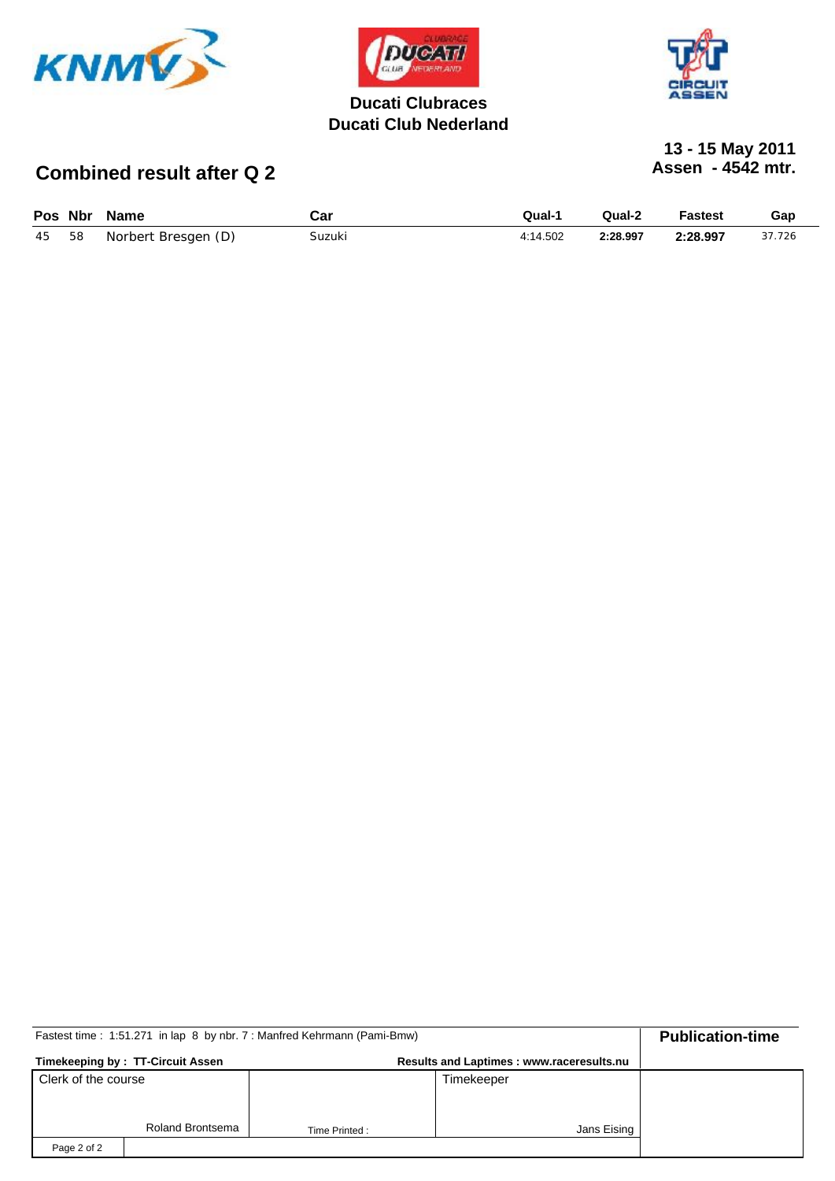Ducati Clubraces
Ducati Club Nederland

13 - 15 May 2011
Assen - 4542 mtr.

## Combined result after Q 2

| Pos | Nbr | Name | Car | Qual-1 | Qual-2 | Fastest | Gap |
|---|---|---|---|---|---|---|---|
| 45 | 58 | Norbert Bresgen (D) | Suzuki | 4:14.502 | **2:28.997** | **2:28.997** | 37.726 |

Fastest time : 1:51.271 in lap 8 by nbr. 7 : Manfred Kehrmann (Pami-Bmw)

**Publication-time**

**Timekeeping by : TT-Circuit Assen** | **Results and Laptimes : www.raceresults.nu**

| Clerk of the course | | Timekeeper | |
|---|---|---|---|
| Roland Brontsema | Time Printed : | Jans Eising | |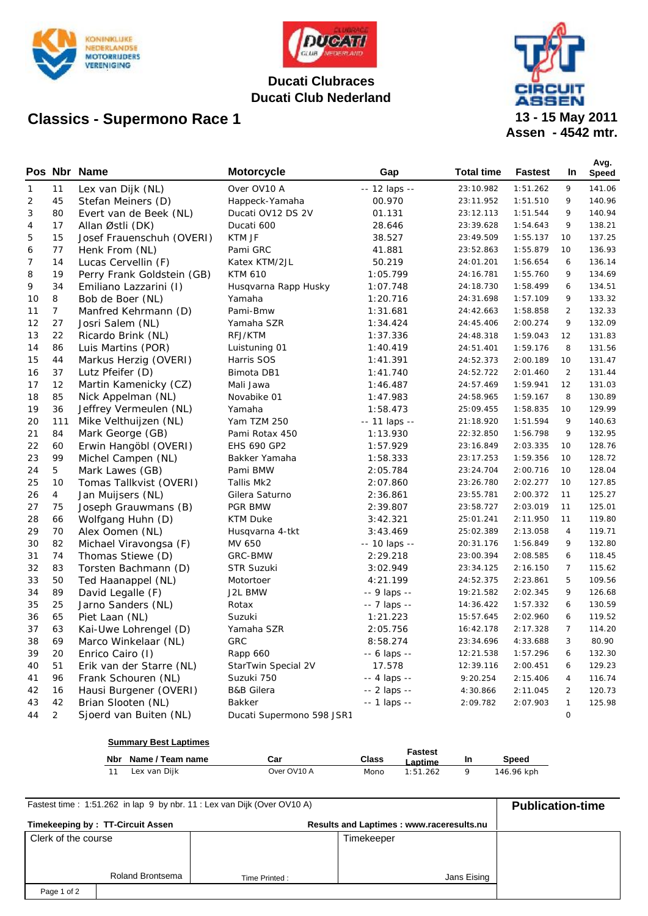Ducati Clubraces
Ducati Club Nederland

# Classics - Supermono Race 1

**13 - 15 May 2011**
**Assen - 4542 mtr.**

| Pos | Nbr | Name | Motorcycle | Gap | Total time | Fastest | In | Avg. Speed |
|---|---|---|---|---|---|---|---|---|
| 1 | 11 | Lex van Dijk (NL) | Over OV10 A | -- 12 laps -- | 23:10.982 | 1:51.262 | 9 | 141.06 |
| 2 | 45 | Stefan Meiners (D) | Happeck-Yamaha | 00.970 | 23:11.952 | 1:51.510 | 9 | 140.96 |
| 3 | 80 | Evert van de Beek (NL) | Ducati OV12 DS 2V | 01.131 | 23:12.113 | 1:51.544 | 9 | 140.94 |
| 4 | 17 | Allan Østli (DK) | Ducati 600 | 28.646 | 23:39.628 | 1:54.643 | 9 | 138.21 |
| 5 | 15 | Josef Frauenschuh (OVERI) | KTM JF | 38.527 | 23:49.509 | 1:55.137 | 10 | 137.25 |
| 6 | 77 | Henk From (NL) | Pami GRC | 41.881 | 23:52.863 | 1:55.879 | 10 | 136.93 |
| 7 | 14 | Lucas Cervellin (F) | Katex KTM/2JL | 50.219 | 24:01.201 | 1:56.654 | 6 | 136.14 |
| 8 | 19 | Perry Frank Goldstein (GB) | KTM 610 | 1:05.799 | 24:16.781 | 1:55.760 | 9 | 134.69 |
| 9 | 34 | Emiliano Lazzarini (I) | Husqvarna Rapp Husky | 1:07.748 | 24:18.730 | 1:58.499 | 6 | 134.51 |
| 10 | 8 | Bob de Boer (NL) | Yamaha | 1:20.716 | 24:31.698 | 1:57.109 | 9 | 133.32 |
| 11 | 7 | Manfred Kehrmann (D) | Pami-Bmw | 1:31.681 | 24:42.663 | 1:58.858 | 2 | 132.33 |
| 12 | 27 | Josri Salem (NL) | Yamaha SZR | 1:34.424 | 24:45.406 | 2:00.274 | 9 | 132.09 |
| 13 | 22 | Ricardo Brink (NL) | RFJ/KTM | 1:37.336 | 24:48.318 | 1:59.043 | 12 | 131.83 |
| 14 | 86 | Luis Martins (POR) | Luistuning 01 | 1:40.419 | 24:51.401 | 1:59.176 | 8 | 131.56 |
| 15 | 44 | Markus Herzig (OVERI) | Harris SOS | 1:41.391 | 24:52.373 | 2:00.189 | 10 | 131.47 |
| 16 | 37 | Lutz Pfeifer (D) | Bimota DB1 | 1:41.740 | 24:52.722 | 2:01.460 | 2 | 131.44 |
| 17 | 12 | Martin Kamenicky (CZ) | Mali Jawa | 1:46.487 | 24:57.469 | 1:59.941 | 12 | 131.03 |
| 18 | 85 | Nick Appelman (NL) | Novabike 01 | 1:47.983 | 24:58.965 | 1:59.167 | 8 | 130.89 |
| 19 | 36 | Jeffrey Vermeulen (NL) | Yamaha | 1:58.473 | 25:09.455 | 1:58.835 | 10 | 129.99 |
| 20 | 111 | Mike Velthuijzen (NL) | Yam TZM 250 | -- 11 laps -- | 21:18.920 | 1:51.594 | 9 | 140.63 |
| 21 | 84 | Mark George (GB) | Pami Rotax 450 | 1:13.930 | 22:32.850 | 1:56.798 | 9 | 132.95 |
| 22 | 60 | Erwin Hangöbl (OVERI) | EHS 690 GP2 | 1:57.929 | 23:16.849 | 2:03.335 | 10 | 128.76 |
| 23 | 99 | Michel Campen (NL) | Bakker Yamaha | 1:58.333 | 23:17.253 | 1:59.356 | 10 | 128.72 |
| 24 | 5 | Mark Lawes (GB) | Pami BMW | 2:05.784 | 23:24.704 | 2:00.716 | 10 | 128.04 |
| 25 | 10 | Tomas Tallkvist (OVERI) | Tallis Mk2 | 2:07.860 | 23:26.780 | 2:02.277 | 10 | 127.85 |
| 26 | 4 | Jan Muijsers (NL) | Gilera Saturno | 2:36.861 | 23:55.781 | 2:00.372 | 11 | 125.27 |
| 27 | 75 | Joseph Grauwmans (B) | PGR BMW | 2:39.807 | 23:58.727 | 2:03.019 | 11 | 125.01 |
| 28 | 66 | Wolfgang Huhn (D) | KTM Duke | 3:42.321 | 25:01.241 | 2:11.950 | 11 | 119.80 |
| 29 | 70 | Alex Oomen (NL) | Husqvarna 4-tkt | 3:43.469 | 25:02.389 | 2:13.058 | 4 | 119.71 |
| 30 | 82 | Michael Viravongsa (F) | MV 650 | -- 10 laps -- | 20:31.176 | 1:56.849 | 9 | 132.80 |
| 31 | 74 | Thomas Stiewe (D) | GRC-BMW | 2:29.218 | 23:00.394 | 2:08.585 | 6 | 118.45 |
| 32 | 83 | Torsten Bachmann (D) | STR Suzuki | 3:02.949 | 23:34.125 | 2:16.150 | 7 | 115.62 |
| 33 | 50 | Ted Haanappel (NL) | Motortoer | 4:21.199 | 24:52.375 | 2:23.861 | 5 | 109.56 |
| 34 | 89 | David Legalle (F) | J2L BMW | -- 9 laps -- | 19:21.582 | 2:02.345 | 9 | 126.68 |
| 35 | 25 | Jarno Sanders (NL) | Rotax | -- 7 laps -- | 14:36.422 | 1:57.332 | 6 | 130.59 |
| 36 | 65 | Piet Laan (NL) | Suzuki | 1:21.223 | 15:57.645 | 2:02.960 | 6 | 119.52 |
| 37 | 63 | Kai-Uwe Lohrengel (D) | Yamaha SZR | 2:05.756 | 16:42.178 | 2:17.328 | 7 | 114.20 |
| 38 | 69 | Marco Winkelaar (NL) | GRC | 8:58.274 | 23:34.696 | 4:33.688 | 3 | 80.90 |
| 39 | 20 | Enrico Cairo (I) | Rapp 660 | -- 6 laps -- | 12:21.538 | 1:57.296 | 6 | 132.30 |
| 40 | 51 | Erik van der Starre (NL) | StarTwin Special 2V | 17.578 | 12:39.116 | 2:00.451 | 6 | 129.23 |
| 41 | 96 | Frank Schouren (NL) | Suzuki 750 | -- 4 laps -- | 9:20.254 | 2:15.406 | 4 | 116.74 |
| 42 | 16 | Hausi Burgener (OVERI) | B&B Gilera | -- 2 laps -- | 4:30.866 | 2:11.045 | 2 | 120.73 |
| 43 | 42 | Brian Slooten (NL) | Bakker | -- 1 laps -- | 2:09.782 | 2:07.903 | 1 | 125.98 |
| 44 | 2 | Sjoerd van Buiten (NL) | Ducati Supermono 598 JSR1 | | | | 0 | |

**Summary Best Laptimes**

| Nbr | Name / Team name | Car | Class | Fastest Laptime | In | Speed |
|---|---|---|---|---|---|---|
| 11 | Lex van Dijk | Over OV10 A | Mono | 1:51.262 | 9 | 146.96 kph |

Fastest time : 1:51.262 in lap 9 by nbr. 11 : Lex van Dijk (Over OV10 A)

**Publication-time**

**Timekeeping by : TT-Circuit Assen**

**Results and Laptimes : www.raceresults.nu**

| Clerk of the course | | Timekeeper |
|---|---|---|
| Roland Brontsema | Time Printed : | Jans Eising |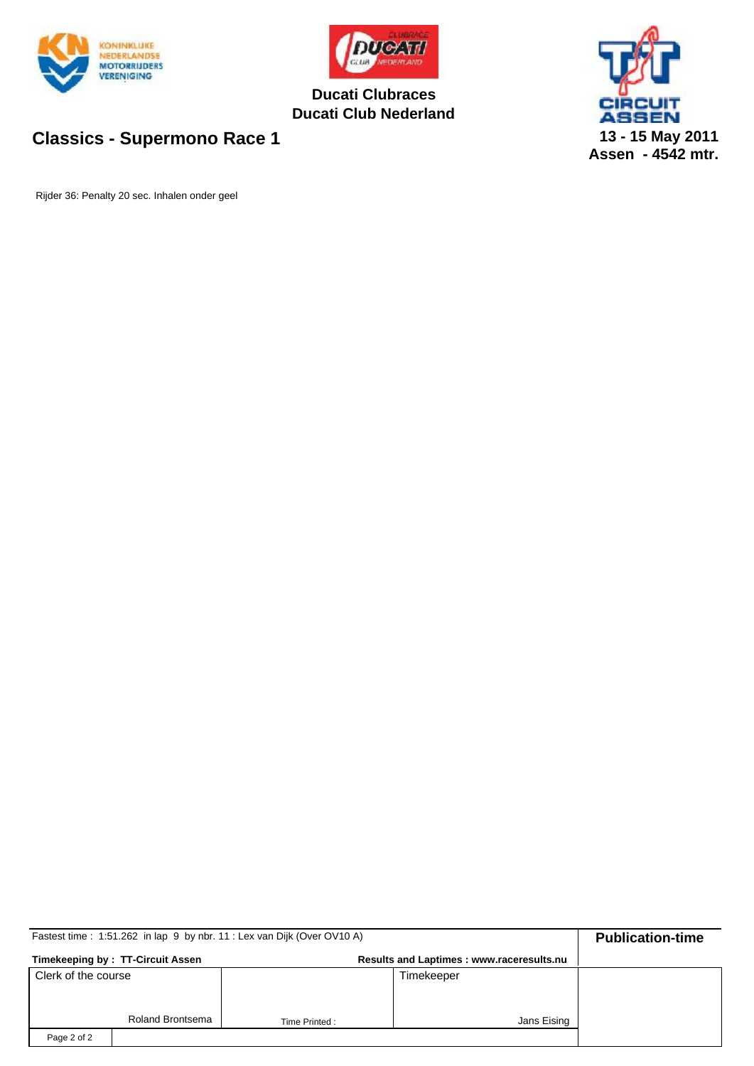Ducati Clubraces
Ducati Club Nederland

## Classics - Supermono Race 1

13 - 15 May 2011
Assen - 4542 mtr.

Rijder 36: Penalty 20 sec. Inhalen onder geel

| Fastest time : 1:51.262 in lap 9 by nbr. 11 : Lex van Dijk (Over OV10 A) | | | Publication-time |
|---|---|---|---|
| **Timekeeping by : TT-Circuit Assen** | | **Results and Laptimes : www.raceresults.nu** | |
| Clerk of the course<br><br>Roland Brontsema | Time Printed : | Timekeeper<br><br>Jans Eising | |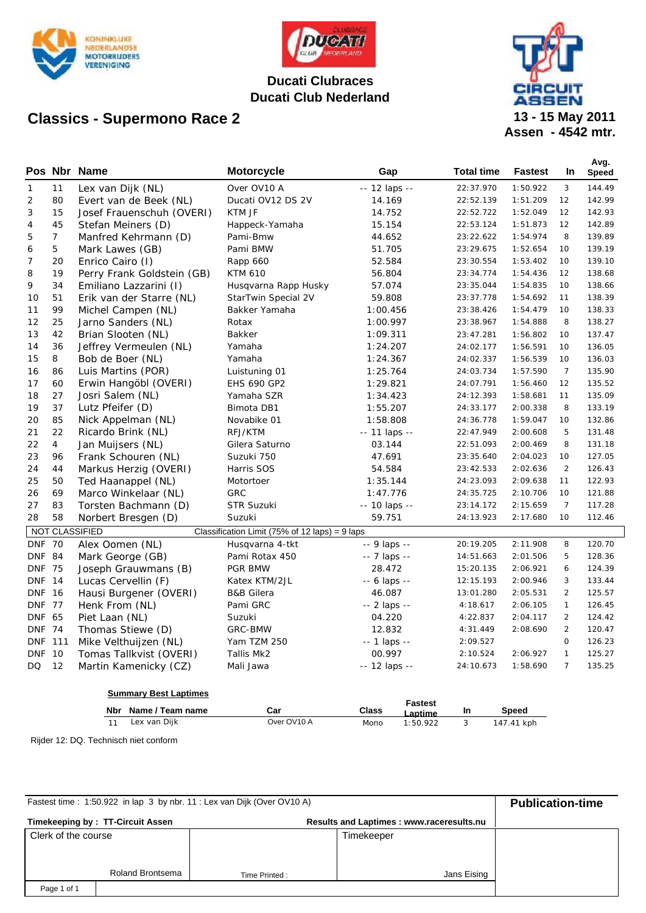Ducati Clubraces
Ducati Club Nederland

# Classics - Supermono Race 2

13 - 15 May 2011
Assen - 4542 mtr.

| Pos | Nbr | Name | Motorcycle | Gap | Total time | Fastest | In | Avg. Speed |
|---|---|---|---|---|---|---|---|---|
| 1 | 11 | Lex van Dijk (NL) | Over OV10 A | -- 12 laps -- | 22:37.970 | 1:50.922 | 3 | 144.49 |
| 2 | 80 | Evert van de Beek (NL) | Ducati OV12 DS 2V | 14.169 | 22:52.139 | 1:51.209 | 12 | 142.99 |
| 3 | 15 | Josef Frauenschuh (OVERI) | KTM JF | 14.752 | 22:52.722 | 1:52.049 | 12 | 142.93 |
| 4 | 45 | Stefan Meiners (D) | Happeck-Yamaha | 15.154 | 22:53.124 | 1:51.873 | 12 | 142.89 |
| 5 | 7 | Manfred Kehrmann (D) | Pami-Bmw | 44.652 | 23:22.622 | 1:54.974 | 8 | 139.89 |
| 6 | 5 | Mark Lawes (GB) | Pami BMW | 51.705 | 23:29.675 | 1:52.654 | 10 | 139.19 |
| 7 | 20 | Enrico Cairo (I) | Rapp 660 | 52.584 | 23:30.554 | 1:53.402 | 10 | 139.10 |
| 8 | 19 | Perry Frank Goldstein (GB) | KTM 610 | 56.804 | 23:34.774 | 1:54.436 | 12 | 138.68 |
| 9 | 34 | Emiliano Lazzarini (I) | Husqvarna Rapp Husky | 57.074 | 23:35.044 | 1:54.835 | 10 | 138.66 |
| 10 | 51 | Erik van der Starre (NL) | StarTwin Special 2V | 59.808 | 23:37.778 | 1:54.692 | 11 | 138.39 |
| 11 | 99 | Michel Campen (NL) | Bakker Yamaha | 1:00.456 | 23:38.426 | 1:54.479 | 10 | 138.33 |
| 12 | 25 | Jarno Sanders (NL) | Rotax | 1:00.997 | 23:38.967 | 1:54.888 | 8 | 138.27 |
| 13 | 42 | Brian Slooten (NL) | Bakker | 1:09.311 | 23:47.281 | 1:56.802 | 10 | 137.47 |
| 14 | 36 | Jeffrey Vermeulen (NL) | Yamaha | 1:24.207 | 24:02.177 | 1:56.591 | 10 | 136.05 |
| 15 | 8 | Bob de Boer (NL) | Yamaha | 1:24.367 | 24:02.337 | 1:56.539 | 10 | 136.03 |
| 16 | 86 | Luis Martins (POR) | Luistuning 01 | 1:25.764 | 24:03.734 | 1:57.590 | 7 | 135.90 |
| 17 | 60 | Erwin Hangöbl (OVERI) | EHS 690 GP2 | 1:29.821 | 24:07.791 | 1:56.460 | 12 | 135.52 |
| 18 | 27 | Josri Salem (NL) | Yamaha SZR | 1:34.423 | 24:12.393 | 1:58.681 | 11 | 135.09 |
| 19 | 37 | Lutz Pfeifer (D) | Bimota DB1 | 1:55.207 | 24:33.177 | 2:00.338 | 8 | 133.19 |
| 20 | 85 | Nick Appelman (NL) | Novabike 01 | 1:58.808 | 24:36.778 | 1:59.047 | 10 | 132.86 |
| 21 | 22 | Ricardo Brink (NL) | RFJ/KTM | -- 11 laps -- | 22:47.949 | 2:00.608 | 5 | 131.48 |
| 22 | 4 | Jan Muijsers (NL) | Gilera Saturno | 03.144 | 22:51.093 | 2:00.469 | 8 | 131.18 |
| 23 | 96 | Frank Schouren (NL) | Suzuki 750 | 47.691 | 23:35.640 | 2:04.023 | 10 | 127.05 |
| 24 | 44 | Markus Herzig (OVERI) | Harris SOS | 54.584 | 23:42.533 | 2:02.636 | 2 | 126.43 |
| 25 | 50 | Ted Haanappel (NL) | Motortoer | 1:35.144 | 24:23.093 | 2:09.638 | 11 | 122.93 |
| 26 | 69 | Marco Winkelaar (NL) | GRC | 1:47.776 | 24:35.725 | 2:10.706 | 10 | 121.88 |
| 27 | 83 | Torsten Bachmann (D) | STR Suzuki | -- 10 laps -- | 23:14.172 | 2:15.659 | 7 | 117.28 |
| 28 | 58 | Norbert Bresgen (D) | Suzuki | 59.751 | 24:13.923 | 2:17.680 | 10 | 112.46 |
| NOT CLASSIFIED | | | Classification Limit (75% of 12 laps) = 9 laps | | | | | |
| DNF | 70 | Alex Oomen (NL) | Husqvarna 4-tkt | -- 9 laps -- | 20:19.205 | 2:11.908 | 8 | 120.70 |
| DNF | 84 | Mark George (GB) | Pami Rotax 450 | -- 7 laps -- | 14:51.663 | 2:01.506 | 5 | 128.36 |
| DNF | 75 | Joseph Grauwmans (B) | PGR BMW | 28.472 | 15:20.135 | 2:06.921 | 6 | 124.39 |
| DNF | 14 | Lucas Cervellin (F) | Katex KTM/2JL | -- 6 laps -- | 12:15.193 | 2:00.946 | 3 | 133.44 |
| DNF | 16 | Hausi Burgener (OVERI) | B&B Gilera | 46.087 | 13:01.280 | 2:05.531 | 2 | 125.57 |
| DNF | 77 | Henk From (NL) | Pami GRC | -- 2 laps -- | 4:18.617 | 2:06.105 | 1 | 126.45 |
| DNF | 65 | Piet Laan (NL) | Suzuki | 04.220 | 4:22.837 | 2:04.117 | 2 | 124.42 |
| DNF | 74 | Thomas Stiewe (D) | GRC-BMW | 12.832 | 4:31.449 | 2:08.690 | 2 | 120.47 |
| DNF | 111 | Mike Velthuijzen (NL) | Yam TZM 250 | -- 1 laps -- | 2:09.527 | | 0 | 126.23 |
| DNF | 10 | Tomas Tallkvist (OVERI) | Tallis Mk2 | 00.997 | 2:10.524 | 2:06.927 | 1 | 125.27 |
| DQ | 12 | Martin Kamenicky (CZ) | Mali Jawa | -- 12 laps -- | 24:10.673 | 1:58.690 | 7 | 135.25 |

**Summary Best Laptimes**

| Nbr | Name / Team name | Car | Class | Fastest Laptime | In | Speed |
|---|---|---|---|---|---|---|
| 11 | Lex van Dijk | Over OV10 A | Mono | 1:50.922 | 3 | 147.41 kph |

Rijder 12: DQ. Technisch niet conform

Fastest time : 1:50.922 in lap 3 by nbr. 11 : Lex van Dijk (Over OV10 A)

**Publication-time**

**Timekeeping by : TT-Circuit Assen**

**Results and Laptimes : www.raceresults.nu**

Clerk of the course: Roland Brontsema

Time Printed :

Timekeeper: Jans Eising